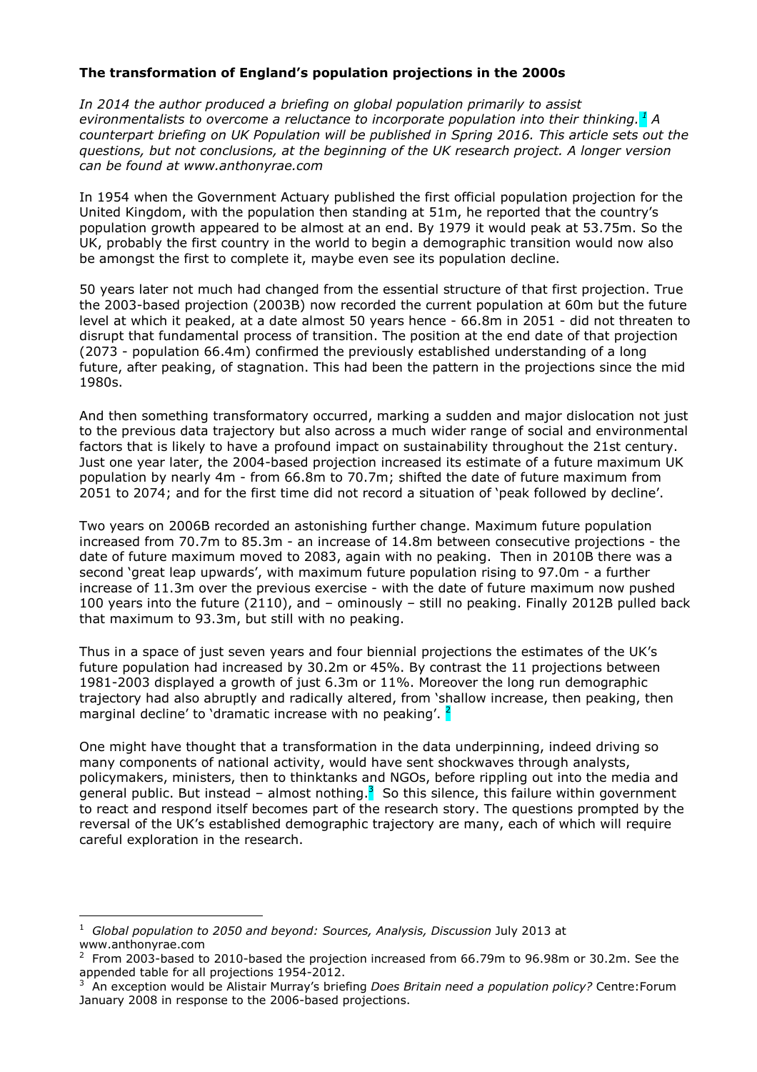**The transformation of England's population projections in the 2000s**

*In 2014 the author produced a briefing on global population primarily to assist evironmentalists to overcome a reluctance to incorporate population into their thinking.* [1] *A counterpart briefing on UK Population will be published in Spring 2016. This article sets out the questions, but not conclusions, at the beginning of the UK research project. A longer version can be found at www.anthonyrae.com*

In 1954 when the Government Actuary published the first official population projection for the United Kingdom, with the population then standing at 51m, he reported that the country's population growth appeared to be almost at an end. By 1979 it would peak at 53.75m. So the UK, probably the first country in the world to begin a demographic transition would now also be amongst the first to complete it, maybe even see its population decline.

50 years later not much had changed from the essential structure of that first projection. True the 2003-based projection (2003B) now recorded the current population at 60m but the future level at which it peaked, at a date almost 50 years hence - 66.8m in 2051 - did not threaten to disrupt that fundamental process of transition. The position at the end date of that projection (2073 - population 66.4m) confirmed the previously established understanding of a long future, after peaking, of stagnation. This had been the pattern in the projections since the mid 1980s.

And then something transformatory occurred, marking a sudden and major dislocation not just to the previous data trajectory but also across a much wider range of social and environmental factors that is likely to have a profound impact on sustainability throughout the 21st century. Just one year later, the 2004-based projection increased its estimate of a future maximum UK population by nearly 4m - from 66.8m to 70.7m; shifted the date of future maximum from 2051 to 2074; and for the first time did not record a situation of 'peak followed by decline'.

Two years on 2006B recorded an astonishing further change. Maximum future population increased from 70.7m to 85.3m - an increase of 14.8m between consecutive projections - the date of future maximum moved to 2083, again with no peaking. Then in 2010B there was a second 'great leap upwards', with maximum future population rising to 97.0m - a further increase of 11.3m over the previous exercise - with the date of future maximum now pushed 100 years into the future (2110), and – ominously – still no peaking. Finally 2012B pulled back that maximum to 93.3m, but still with no peaking.

Thus in a space of just seven years and four biennial projections the estimates of the UK's future population had increased by 30.2m or 45%. By contrast the 11 projections between 1981-2003 displayed a growth of just 6.3m or 11%. Moreover the long run demographic trajectory had also abruptly and radically altered, from 'shallow increase, then peaking, then marginal decline' to 'dramatic increase with no peaking'. [2]

One might have thought that a transformation in the data underpinning, indeed driving so many components of national activity, would have sent shockwaves through analysts, policymakers, ministers, then to thinktanks and NGOs, before rippling out into the media and general public. But instead – almost nothing.[3] So this silence, this failure within government to react and respond itself becomes part of the research story. The questions prompted by the reversal of the UK's established demographic trajectory are many, each of which will require careful exploration in the research.

---

[1] *Global population to 2050 and beyond: Sources, Analysis, Discussion* July 2013 at www.anthonyrae.com

[2] From 2003-based to 2010-based the projection increased from 66.79m to 96.98m or 30.2m. See the appended table for all projections 1954-2012.

[3] An exception would be Alistair Murray's briefing *Does Britain need a population policy?* Centre:Forum January 2008 in response to the 2006-based projections.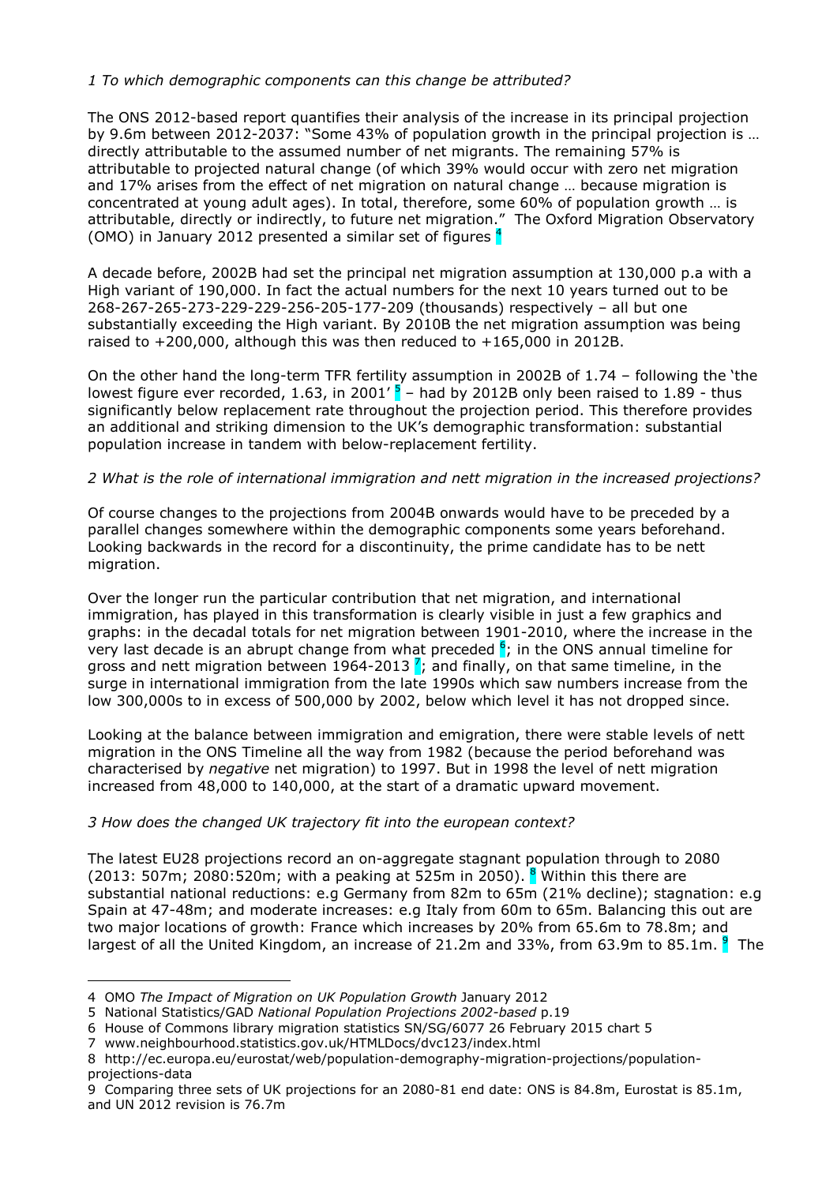*1 To which demographic components can this change be attributed?*

The ONS 2012-based report quantifies their analysis of the increase in its principal projection by 9.6m between 2012-2037: "Some 43% of population growth in the principal projection is … directly attributable to the assumed number of net migrants. The remaining 57% is attributable to projected natural change (of which 39% would occur with zero net migration and 17% arises from the effect of net migration on natural change … because migration is concentrated at young adult ages). In total, therefore, some 60% of population growth … is attributable, directly or indirectly, to future net migration." The Oxford Migration Observatory (OMO) in January 2012 presented a similar set of figures [4]

A decade before, 2002B had set the principal net migration assumption at 130,000 p.a with a High variant of 190,000. In fact the actual numbers for the next 10 years turned out to be 268-267-265-273-229-229-256-205-177-209 (thousands) respectively – all but one substantially exceeding the High variant. By 2010B the net migration assumption was being raised to +200,000, although this was then reduced to +165,000 in 2012B.

On the other hand the long-term TFR fertility assumption in 2002B of 1.74 – following the 'the lowest figure ever recorded, 1.63, in 2001' [5] – had by 2012B only been raised to 1.89 - thus significantly below replacement rate throughout the projection period. This therefore provides an additional and striking dimension to the UK's demographic transformation: substantial population increase in tandem with below-replacement fertility.

*2 What is the role of international immigration and nett migration in the increased projections?*

Of course changes to the projections from 2004B onwards would have to be preceded by a parallel changes somewhere within the demographic components some years beforehand. Looking backwards in the record for a discontinuity, the prime candidate has to be nett migration.

Over the longer run the particular contribution that net migration, and international immigration, has played in this transformation is clearly visible in just a few graphics and graphs: in the decadal totals for net migration between 1901-2010, where the increase in the very last decade is an abrupt change from what preceded [6]; in the ONS annual timeline for gross and nett migration between 1964-2013 [7]; and finally, on that same timeline, in the surge in international immigration from the late 1990s which saw numbers increase from the low 300,000s to in excess of 500,000 by 2002, below which level it has not dropped since.

Looking at the balance between immigration and emigration, there were stable levels of nett migration in the ONS Timeline all the way from 1982 (because the period beforehand was characterised by *negative* net migration) to 1997. But in 1998 the level of nett migration increased from 48,000 to 140,000, at the start of a dramatic upward movement.

*3 How does the changed UK trajectory fit into the european context?*

The latest EU28 projections record an on-aggregate stagnant population through to 2080 (2013: 507m; 2080:520m; with a peaking at 525m in 2050). [8] Within this there are substantial national reductions: e.g Germany from 82m to 65m (21% decline); stagnation: e.g Spain at 47-48m; and moderate increases: e.g Italy from 60m to 65m. Balancing this out are two major locations of growth: France which increases by 20% from 65.6m to 78.8m; and largest of all the United Kingdom, an increase of 21.2m and 33%, from 63.9m to 85.1m. [9] The

---

4 OMO *The Impact of Migration on UK Population Growth* January 2012

5 National Statistics/GAD *National Population Projections 2002-based* p.19

6 House of Commons library migration statistics SN/SG/6077 26 February 2015 chart 5

7 www.neighbourhood.statistics.gov.uk/HTMLDocs/dvc123/index.html

8 http://ec.europa.eu/eurostat/web/population-demography-migration-projections/population-projections-data

9 Comparing three sets of UK projections for an 2080-81 end date: ONS is 84.8m, Eurostat is 85.1m, and UN 2012 revision is 76.7m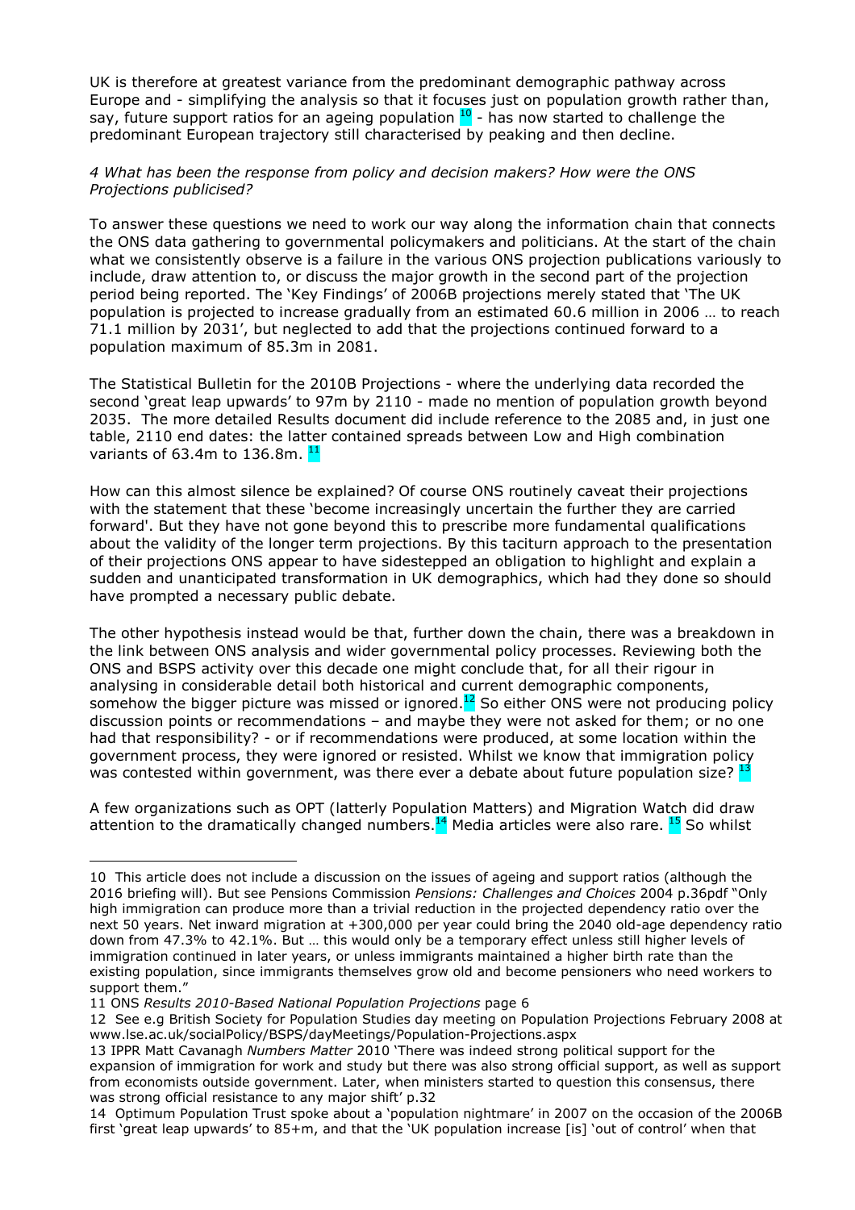UK is therefore at greatest variance from the predominant demographic pathway across Europe and - simplifying the analysis so that it focuses just on population growth rather than, say, future support ratios for an ageing population [10] - has now started to challenge the predominant European trajectory still characterised by peaking and then decline.

*4 What has been the response from policy and decision makers? How were the ONS Projections publicised?*

To answer these questions we need to work our way along the information chain that connects the ONS data gathering to governmental policymakers and politicians. At the start of the chain what we consistently observe is a failure in the various ONS projection publications variously to include, draw attention to, or discuss the major growth in the second part of the projection period being reported. The 'Key Findings' of 2006B projections merely stated that 'The UK population is projected to increase gradually from an estimated 60.6 million in 2006 … to reach 71.1 million by 2031', but neglected to add that the projections continued forward to a population maximum of 85.3m in 2081.

The Statistical Bulletin for the 2010B Projections - where the underlying data recorded the second 'great leap upwards' to 97m by 2110 - made no mention of population growth beyond 2035. The more detailed Results document did include reference to the 2085 and, in just one table, 2110 end dates: the latter contained spreads between Low and High combination variants of 63.4m to 136.8m. [11]

How can this almost silence be explained? Of course ONS routinely caveat their projections with the statement that these 'become increasingly uncertain the further they are carried forward'. But they have not gone beyond this to prescribe more fundamental qualifications about the validity of the longer term projections. By this taciturn approach to the presentation of their projections ONS appear to have sidestepped an obligation to highlight and explain a sudden and unanticipated transformation in UK demographics, which had they done so should have prompted a necessary public debate.

The other hypothesis instead would be that, further down the chain, there was a breakdown in the link between ONS analysis and wider governmental policy processes. Reviewing both the ONS and BSPS activity over this decade one might conclude that, for all their rigour in analysing in considerable detail both historical and current demographic components, somehow the bigger picture was missed or ignored.[12] So either ONS were not producing policy discussion points or recommendations – and maybe they were not asked for them; or no one had that responsibility? - or if recommendations were produced, at some location within the government process, they were ignored or resisted. Whilst we know that immigration policy was contested within government, was there ever a debate about future population size? [13]

A few organizations such as OPT (latterly Population Matters) and Migration Watch did draw attention to the dramatically changed numbers.[14] Media articles were also rare. [15] So whilst

---

10 This article does not include a discussion on the issues of ageing and support ratios (although the 2016 briefing will). But see Pensions Commission *Pensions: Challenges and Choices* 2004 p.36pdf "Only high immigration can produce more than a trivial reduction in the projected dependency ratio over the next 50 years. Net inward migration at +300,000 per year could bring the 2040 old-age dependency ratio down from 47.3% to 42.1%. But … this would only be a temporary effect unless still higher levels of immigration continued in later years, or unless immigrants maintained a higher birth rate than the existing population, since immigrants themselves grow old and become pensioners who need workers to support them."

11 ONS *Results 2010-Based National Population Projections* page 6

12 See e.g British Society for Population Studies day meeting on Population Projections February 2008 at www.lse.ac.uk/socialPolicy/BSPS/dayMeetings/Population-Projections.aspx

13 IPPR Matt Cavanagh *Numbers Matter* 2010 'There was indeed strong political support for the expansion of immigration for work and study but there was also strong official support, as well as support from economists outside government. Later, when ministers started to question this consensus, there was strong official resistance to any major shift' p.32

14 Optimum Population Trust spoke about a 'population nightmare' in 2007 on the occasion of the 2006B first 'great leap upwards' to 85+m, and that the 'UK population increase [is] 'out of control' when that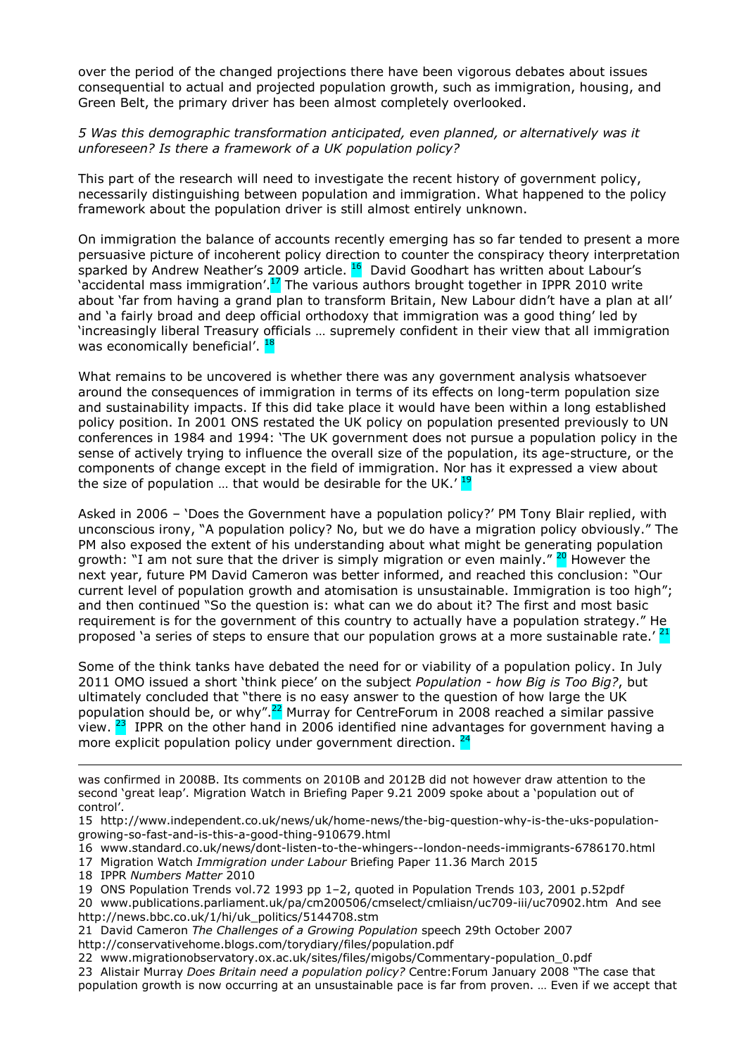over the period of the changed projections there have been vigorous debates about issues consequential to actual and projected population growth, such as immigration, housing, and Green Belt, the primary driver has been almost completely overlooked.

*5 Was this demographic transformation anticipated, even planned, or alternatively was it unforeseen? Is there a framework of a UK population policy?*

This part of the research will need to investigate the recent history of government policy, necessarily distinguishing between population and immigration. What happened to the policy framework about the population driver is still almost entirely unknown.

On immigration the balance of accounts recently emerging has so far tended to present a more persuasive picture of incoherent policy direction to counter the conspiracy theory interpretation sparked by Andrew Neather's 2009 article. [16] David Goodhart has written about Labour's 'accidental mass immigration'.[17] The various authors brought together in IPPR 2010 write about 'far from having a grand plan to transform Britain, New Labour didn't have a plan at all' and 'a fairly broad and deep official orthodoxy that immigration was a good thing' led by 'increasingly liberal Treasury officials … supremely confident in their view that all immigration was economically beneficial'. [18]

What remains to be uncovered is whether there was any government analysis whatsoever around the consequences of immigration in terms of its effects on long-term population size and sustainability impacts. If this did take place it would have been within a long established policy position. In 2001 ONS restated the UK policy on population presented previously to UN conferences in 1984 and 1994: 'The UK government does not pursue a population policy in the sense of actively trying to influence the overall size of the population, its age-structure, or the components of change except in the field of immigration. Nor has it expressed a view about the size of population … that would be desirable for the UK.' [19]

Asked in 2006 – 'Does the Government have a population policy?' PM Tony Blair replied, with unconscious irony, "A population policy? No, but we do have a migration policy obviously." The PM also exposed the extent of his understanding about what might be generating population growth: "I am not sure that the driver is simply migration or even mainly." [20] However the next year, future PM David Cameron was better informed, and reached this conclusion: "Our current level of population growth and atomisation is unsustainable. Immigration is too high"; and then continued "So the question is: what can we do about it? The first and most basic requirement is for the government of this country to actually have a population strategy." He proposed 'a series of steps to ensure that our population grows at a more sustainable rate.' [21]

Some of the think tanks have debated the need for or viability of a population policy. In July 2011 OMO issued a short 'think piece' on the subject *Population - how Big is Too Big?*, but ultimately concluded that "there is no easy answer to the question of how large the UK population should be, or why".[22] Murray for CentreForum in 2008 reached a similar passive view. [23] IPPR on the other hand in 2006 identified nine advantages for government having a more explicit population policy under government direction. [24]

---

was confirmed in 2008B. Its comments on 2010B and 2012B did not however draw attention to the second 'great leap'. Migration Watch in Briefing Paper 9.21 2009 spoke about a 'population out of control'.

15 http://www.independent.co.uk/news/uk/home-news/the-big-question-why-is-the-uks-population-growing-so-fast-and-is-this-a-good-thing-910679.html

16 www.standard.co.uk/news/dont-listen-to-the-whingers--london-needs-immigrants-6786170.html

17 Migration Watch *Immigration under Labour* Briefing Paper 11.36 March 2015

18 IPPR *Numbers Matter* 2010

19 ONS Population Trends vol.72 1993 pp 1–2, quoted in Population Trends 103, 2001 p.52pdf

20 www.publications.parliament.uk/pa/cm200506/cmselect/cmliaisn/uc709-iii/uc70902.htm And see http://news.bbc.co.uk/1/hi/uk_politics/5144708.stm

21 David Cameron *The Challenges of a Growing Population* speech 29th October 2007 http://conservativehome.blogs.com/torydiary/files/population.pdf

22 www.migrationobservatory.ox.ac.uk/sites/files/migobs/Commentary-population_0.pdf

23 Alistair Murray *Does Britain need a population policy?* Centre:Forum January 2008 "The case that population growth is now occurring at an unsustainable pace is far from proven. … Even if we accept that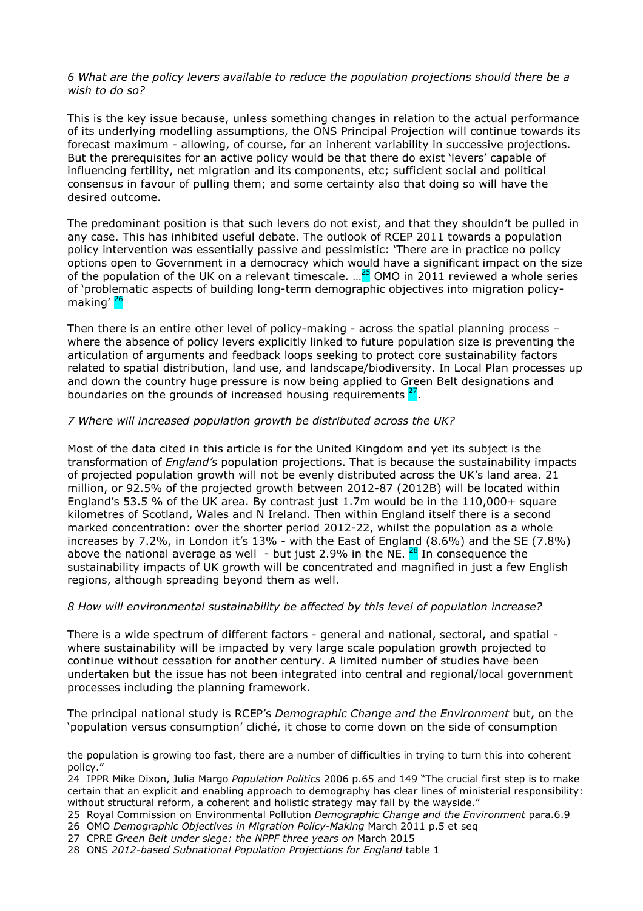*6 What are the policy levers available to reduce the population projections should there be a wish to do so?*

This is the key issue because, unless something changes in relation to the actual performance of its underlying modelling assumptions, the ONS Principal Projection will continue towards its forecast maximum - allowing, of course, for an inherent variability in successive projections. But the prerequisites for an active policy would be that there do exist 'levers' capable of influencing fertility, net migration and its components, etc; sufficient social and political consensus in favour of pulling them; and some certainty also that doing so will have the desired outcome.

The predominant position is that such levers do not exist, and that they shouldn't be pulled in any case. This has inhibited useful debate. The outlook of RCEP 2011 towards a population policy intervention was essentially passive and pessimistic: 'There are in practice no policy options open to Government in a democracy which would have a significant impact on the size of the population of the UK on a relevant timescale. …[25] OMO in 2011 reviewed a whole series of 'problematic aspects of building long-term demographic objectives into migration policy-making' [26]

Then there is an entire other level of policy-making - across the spatial planning process – where the absence of policy levers explicitly linked to future population size is preventing the articulation of arguments and feedback loops seeking to protect core sustainability factors related to spatial distribution, land use, and landscape/biodiversity. In Local Plan processes up and down the country huge pressure is now being applied to Green Belt designations and boundaries on the grounds of increased housing requirements [27].

*7 Where will increased population growth be distributed across the UK?*

Most of the data cited in this article is for the United Kingdom and yet its subject is the transformation of *England's* population projections. That is because the sustainability impacts of projected population growth will not be evenly distributed across the UK's land area. 21 million, or 92.5% of the projected growth between 2012-87 (2012B) will be located within England's 53.5 % of the UK area. By contrast just 1.7m would be in the 110,000+ square kilometres of Scotland, Wales and N Ireland. Then within England itself there is a second marked concentration: over the shorter period 2012-22, whilst the population as a whole increases by 7.2%, in London it's 13% - with the East of England (8.6%) and the SE (7.8%) above the national average as well - but just 2.9% in the NE. [28] In consequence the sustainability impacts of UK growth will be concentrated and magnified in just a few English regions, although spreading beyond them as well.

*8 How will environmental sustainability be affected by this level of population increase?*

There is a wide spectrum of different factors - general and national, sectoral, and spatial - where sustainability will be impacted by very large scale population growth projected to continue without cessation for another century. A limited number of studies have been undertaken but the issue has not been integrated into central and regional/local government processes including the planning framework.

The principal national study is RCEP's *Demographic Change and the Environment* but, on the 'population versus consumption' cliché, it chose to come down on the side of consumption

---

the population is growing too fast, there are a number of difficulties in trying to turn this into coherent policy."

24 IPPR Mike Dixon, Julia Margo *Population Politics* 2006 p.65 and 149 "The crucial first step is to make certain that an explicit and enabling approach to demography has clear lines of ministerial responsibility: without structural reform, a coherent and holistic strategy may fall by the wayside."

25 Royal Commission on Environmental Pollution *Demographic Change and the Environment* para.6.9

26 OMO *Demographic Objectives in Migration Policy-Making* March 2011 p.5 et seq

27 CPRE *Green Belt under siege: the NPPF three years on* March 2015

28 ONS *2012-based Subnational Population Projections for England* table 1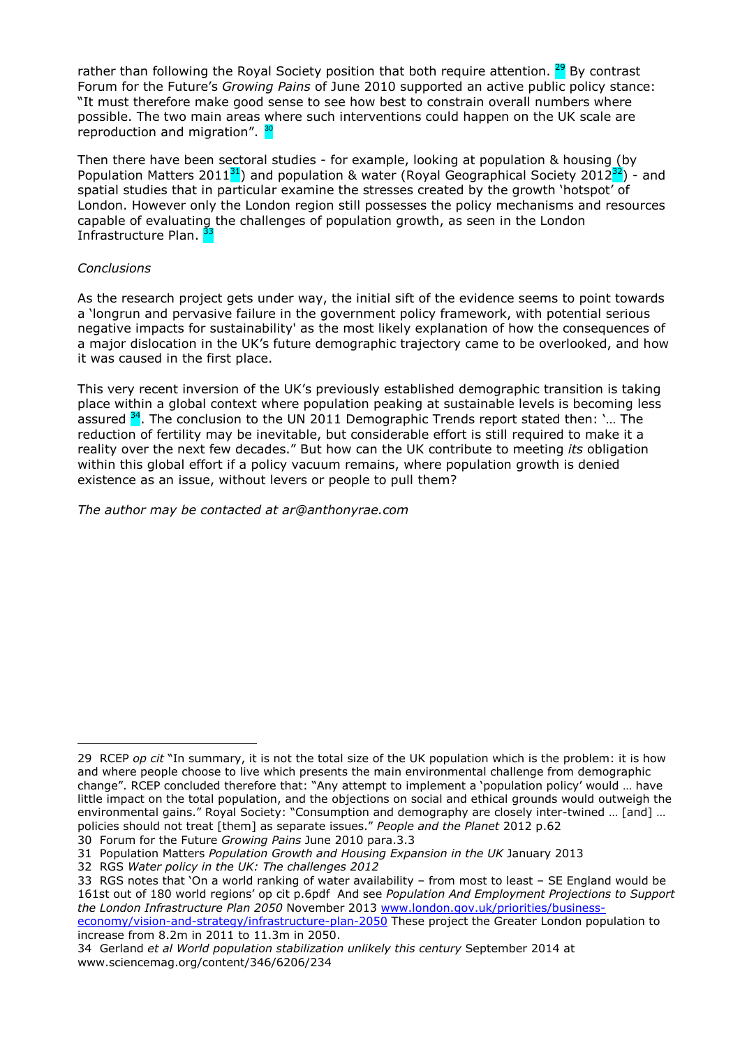rather than following the Royal Society position that both require attention. [29] By contrast Forum for the Future's *Growing Pains* of June 2010 supported an active public policy stance: "It must therefore make good sense to see how best to constrain overall numbers where possible. The two main areas where such interventions could happen on the UK scale are reproduction and migration". [30]

Then there have been sectoral studies - for example, looking at population & housing (by Population Matters 2011[31]) and population & water (Royal Geographical Society 2012[32]) - and spatial studies that in particular examine the stresses created by the growth 'hotspot' of London. However only the London region still possesses the policy mechanisms and resources capable of evaluating the challenges of population growth, as seen in the London Infrastructure Plan. [33]

*Conclusions*

As the research project gets under way, the initial sift of the evidence seems to point towards a 'longrun and pervasive failure in the government policy framework, with potential serious negative impacts for sustainability' as the most likely explanation of how the consequences of a major dislocation in the UK's future demographic trajectory came to be overlooked, and how it was caused in the first place.

This very recent inversion of the UK's previously established demographic transition is taking place within a global context where population peaking at sustainable levels is becoming less assured [34]. The conclusion to the UN 2011 Demographic Trends report stated then: '… The reduction of fertility may be inevitable, but considerable effort is still required to make it a reality over the next few decades." But how can the UK contribute to meeting *its* obligation within this global effort if a policy vacuum remains, where population growth is denied existence as an issue, without levers or people to pull them?

*The author may be contacted at ar@anthonyrae.com*

---

29 RCEP *op cit* "In summary, it is not the total size of the UK population which is the problem: it is how and where people choose to live which presents the main environmental challenge from demographic change". RCEP concluded therefore that: "Any attempt to implement a 'population policy' would … have little impact on the total population, and the objections on social and ethical grounds would outweigh the environmental gains." Royal Society: "Consumption and demography are closely inter-twined … [and] … policies should not treat [them] as separate issues." *People and the Planet* 2012 p.62

30 Forum for the Future *Growing Pains* June 2010 para.3.3

31 Population Matters *Population Growth and Housing Expansion in the UK* January 2013

32 RGS *Water policy in the UK: The challenges 2012*

33 RGS notes that 'On a world ranking of water availability – from most to least – SE England would be 161st out of 180 world regions' op cit p.6pdf And see *Population And Employment Projections to Support the London Infrastructure Plan 2050* November 2013 www.london.gov.uk/priorities/business-economy/vision-and-strategy/infrastructure-plan-2050 These project the Greater London population to increase from 8.2m in 2011 to 11.3m in 2050.

34 Gerland *et al World population stabilization unlikely this century* September 2014 at www.sciencemag.org/content/346/6206/234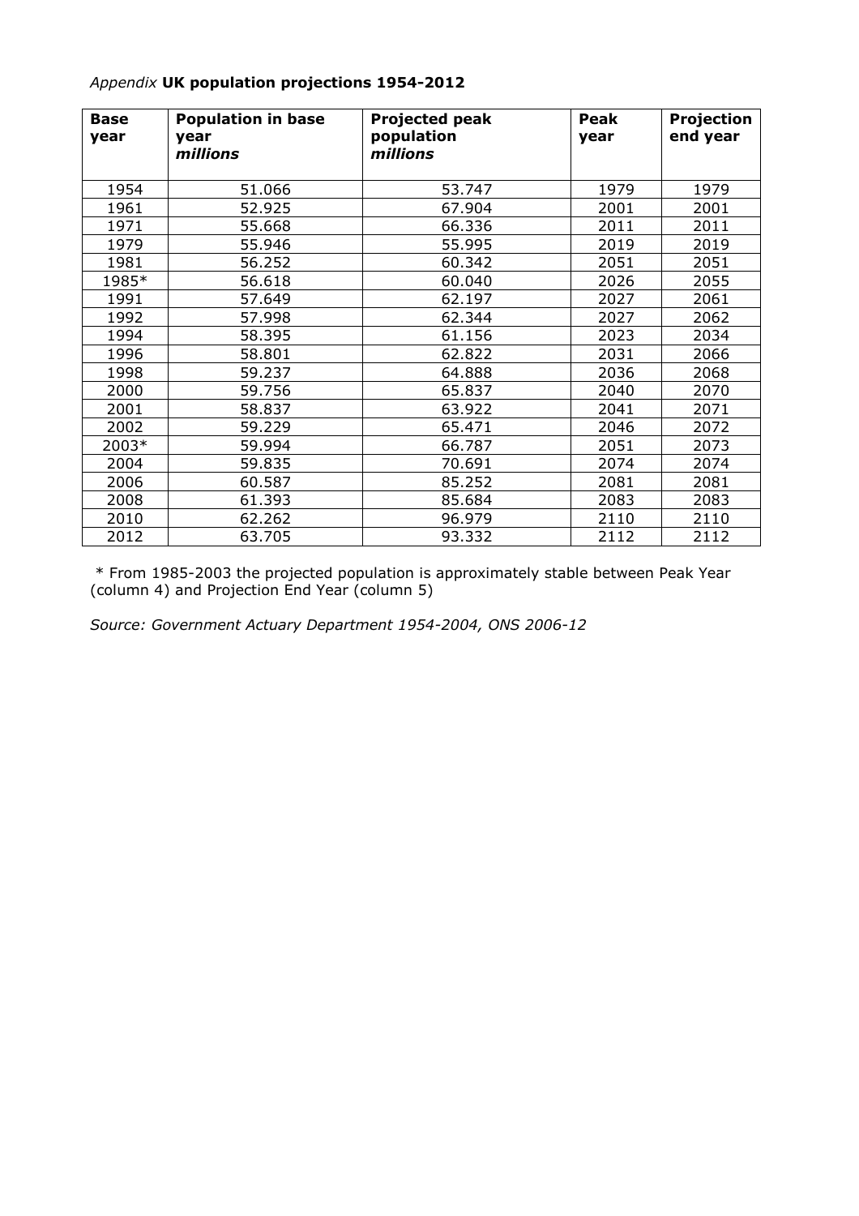*Appendix* **UK population projections 1954-2012**

| **Base year** | **Population in base year** ***millions*** | **Projected peak population** ***millions*** | **Peak year** | **Projection end year** |
|---|---|---|---|---|
| 1954 | 51.066 | 53.747 | 1979 | 1979 |
| 1961 | 52.925 | 67.904 | 2001 | 2001 |
| 1971 | 55.668 | 66.336 | 2011 | 2011 |
| 1979 | 55.946 | 55.995 | 2019 | 2019 |
| 1981 | 56.252 | 60.342 | 2051 | 2051 |
| 1985* | 56.618 | 60.040 | 2026 | 2055 |
| 1991 | 57.649 | 62.197 | 2027 | 2061 |
| 1992 | 57.998 | 62.344 | 2027 | 2062 |
| 1994 | 58.395 | 61.156 | 2023 | 2034 |
| 1996 | 58.801 | 62.822 | 2031 | 2066 |
| 1998 | 59.237 | 64.888 | 2036 | 2068 |
| 2000 | 59.756 | 65.837 | 2040 | 2070 |
| 2001 | 58.837 | 63.922 | 2041 | 2071 |
| 2002 | 59.229 | 65.471 | 2046 | 2072 |
| 2003* | 59.994 | 66.787 | 2051 | 2073 |
| 2004 | 59.835 | 70.691 | 2074 | 2074 |
| 2006 | 60.587 | 85.252 | 2081 | 2081 |
| 2008 | 61.393 | 85.684 | 2083 | 2083 |
| 2010 | 62.262 | 96.979 | 2110 | 2110 |
| 2012 | 63.705 | 93.332 | 2112 | 2112 |

\* From 1985-2003 the projected population is approximately stable between Peak Year (column 4) and Projection End Year (column 5)

*Source: Government Actuary Department 1954-2004, ONS 2006-12*